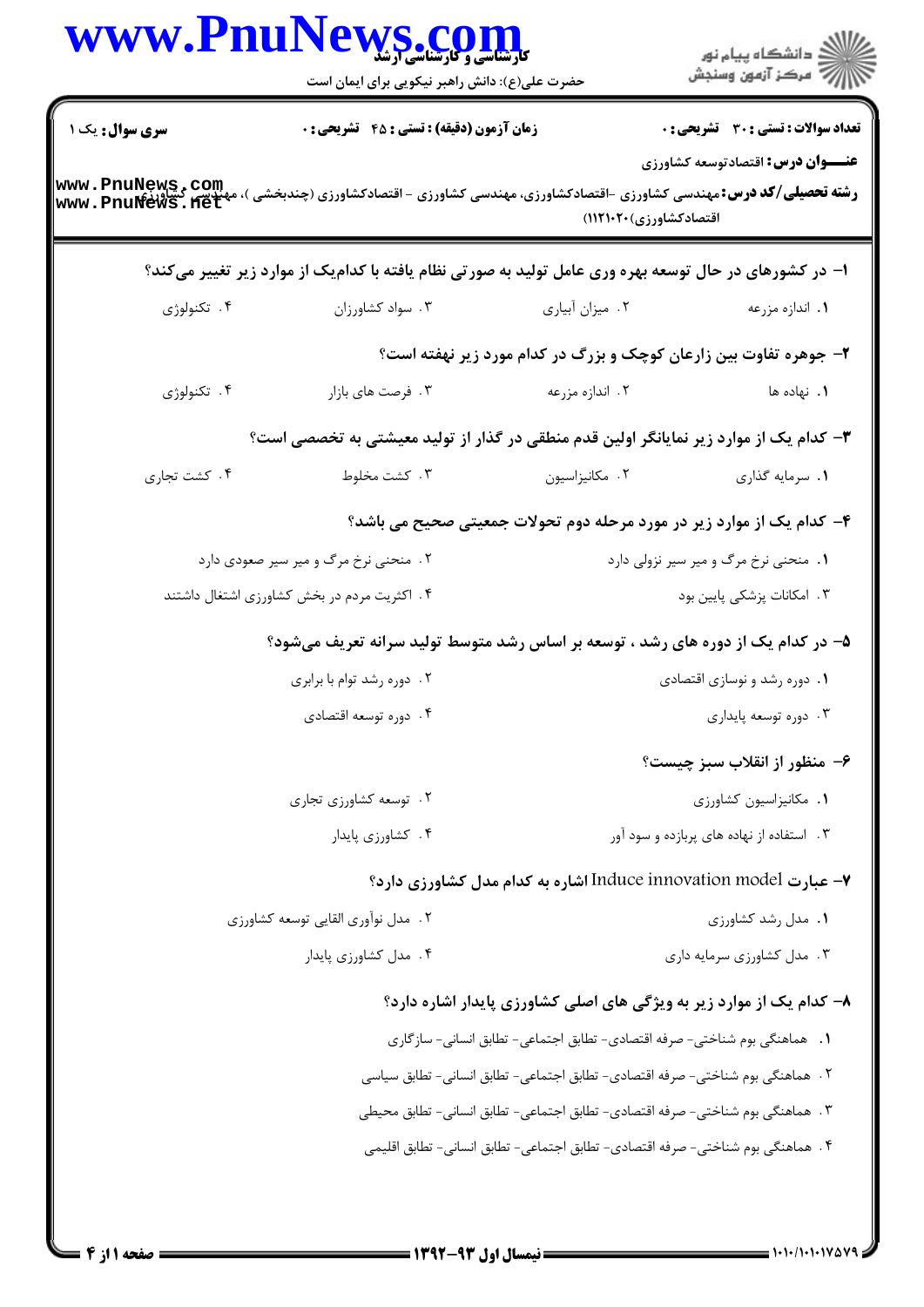**سری سوال:** یک ۱

**زمان آزمون (دقیقه) : تستی : ۴۵ تشریحی : ۰**

**تعداد سوالات : تستی : ۳۰ تشریحی : ۰**

**عنـــوان درس:** اقتصادتوسعه کشاورزی

**رشته تحصیلی/کد درس:** مهندسی کشاورزی -اقتصادکشاورزی، مهندسی کشاورزی - اقتصادکشاورزی (چندبخشی )، مهندسی کشاورزی - اقتصادکشاورزی)۱۱۲۱۰۲۰(

۱- در کشورهای در حال توسعه بهره وری عامل تولید به صورتی نظام یافته با کدام‌یک از موارد زیر تغییر می‌کند؟

۱. اندازه مزرعه ۲. میزان آبیاری ۳. سواد کشاورزان ۴. تکنولوژی

۲- جوهره تفاوت بین زارعان کوچک و بزرگ در کدام مورد زیر نهفته است؟

۱. نهاده ها ۲. اندازه مزرعه ۳. فرصت های بازار ۴. تکنولوژی

۳- کدام یک از موارد زیر نمایانگر اولین قدم منطقی در گذار از تولید معیشتی به تخصصی است؟

۱. سرمایه گذاری ۲. مکانیزاسیون ۳. کشت مخلوط ۴. کشت تجاری

۴- کدام یک از موارد زیر در مورد مرحله دوم تحولات جمعیتی صحیح می باشد؟

۱. منحنی نرخ مرگ و میر سیر نزولی دارد
۲. منحنی نرخ مرگ و میر سیر صعودی دارد
۳. امکانات پزشکی پایین بود
۴. اکثریت مردم در بخش کشاورزی اشتغال داشتند

۵- در کدام یک از دوره های رشد ، توسعه بر اساس رشد متوسط تولید سرانه تعریف می‌شود؟

۱. دوره رشد و نوسازی اقتصادی
۲. دوره رشد توام با برابری
۳. دوره توسعه پایداری
۴. دوره توسعه اقتصادی

۶- منظور از انقلاب سبز چیست؟

۱. مکانیزاسیون کشاورزی
۲. توسعه کشاورزی تجاری
۳. استفاده از نهاده های پربازده و سود آور
۴. کشاورزی پایدار

۷- عبارت Induce innovation model اشاره به کدام مدل کشاورزی دارد؟

۱. مدل رشد کشاورزی
۲. مدل نوآوری القایی توسعه کشاورزی
۳. مدل کشاورزی سرمایه داری
۴. مدل کشاورزی پایدار

۸- کدام یک از موارد زیر به ویژگی های اصلی کشاورزی پایدار اشاره دارد؟

۱. هماهنگی بوم شناختی- صرفه اقتصادی- تطابق اجتماعی- تطابق انسانی- سازگاری
۲. هماهنگی بوم شناختی- صرفه اقتصادی- تطابق اجتماعی- تطابق انسانی- تطابق سیاسی
۳. هماهنگی بوم شناختی- صرفه اقتصادی- تطابق اجتماعی- تطابق انسانی- تطابق محیطی
۴. هماهنگی بوم شناختی- صرفه اقتصادی- تطابق اجتماعی- تطابق انسانی- تطابق اقلیمی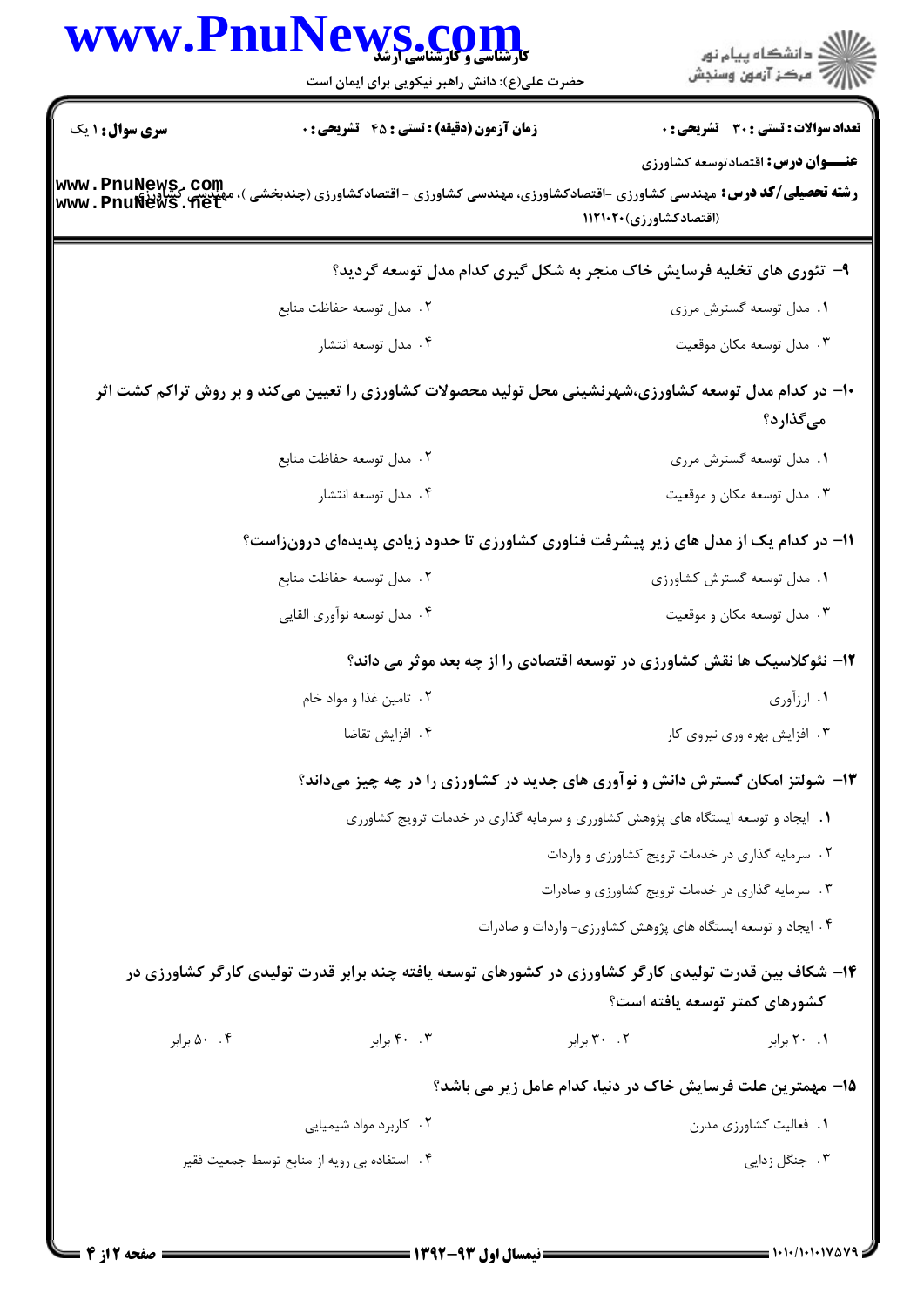**سری سوال:** ۱ یک

**زمان آزمون (دقیقه) : تستی : ۴۵ تشریحی : ۰**

**تعداد سوالات : تستی : ۳۰ تشریحی : ۰**

**عنـــوان درس:** اقتصادتوسعه کشاورزی

**رشته تحصیلی/کد درس:** مهندسی کشاورزی -اقتصادکشاورزی، مهندسی کشاورزی - اقتصادکشاورزی (چندبخشی )، مهندسی کشاورزی (اقتصادکشاورزی)۱۱۲۱۰۲۰

**۹- تئوری های تخلیه فرسایش خاک منجر به شکل گیری کدام مدل توسعه گردید؟**

۱. مدل توسعه گسترش مرزی

۲. مدل توسعه حفاظت منابع

۳. مدل توسعه مکان موقعیت

۴. مدل توسعه انتشار

**۱۰- در کدام مدل توسعه کشاورزی،شهرنشینی محل تولید محصولات کشاورزی را تعیین می‌کند و بر روش تراکم کشت اثر می‌گذارد؟**

۱. مدل توسعه گسترش مرزی

۲. مدل توسعه حفاظت منابع

۳. مدل توسعه مکان و موقعیت

۴. مدل توسعه انتشار

**۱۱- در کدام یک از مدل های زیر پیشرفت فناوری کشاورزی تا حدود زیادی پدیده‌ای درون‌زاست؟**

۱. مدل توسعه گسترش کشاورزی

۲. مدل توسعه حفاظت منابع

۳. مدل توسعه مکان و موقعیت

۴. مدل توسعه نوآوری القایی

**۱۲- نئوکلاسیک ها نقش کشاورزی در توسعه اقتصادی را از چه بعد موثر می داند؟**

۱. ارزآوری

۲. تامین غذا و مواد خام

۳. افزایش بهره وری نیروی کار

۴. افزایش تقاضا

**۱۳- شولتز امکان گسترش دانش و نوآوری های جدید در کشاورزی را در چه چیز می‌داند؟**

۱. ایجاد و توسعه ایستگاه های پژوهش کشاورزی و سرمایه گذاری در خدمات ترویج کشاورزی

۲. سرمایه گذاری در خدمات ترویج کشاورزی و واردات

۳. سرمایه گذاری در خدمات ترویج کشاورزی و صادرات

۴. ایجاد و توسعه ایستگاه های پژوهش کشاورزی- واردات و صادرات

**۱۴- شکاف بین قدرت تولیدی کارگر کشاورزی در کشورهای توسعه یافته چند برابر قدرت تولیدی کارگر کشاورزی در کشورهای کمتر توسعه یافته است؟**

۱. ۲۰ برابر

۲. ۳۰ برابر

۳. ۴۰ برابر

۴. ۵۰ برابر

**۱۵- مهمترین علت فرسایش خاک در دنیا، کدام عامل زیر می باشد؟**

۱. فعالیت کشاورزی مدرن

۲. کاربرد مواد شیمیایی

۳. جنگل زدایی

۴. استفاده بی رویه از منابع توسط جمعیت فقیر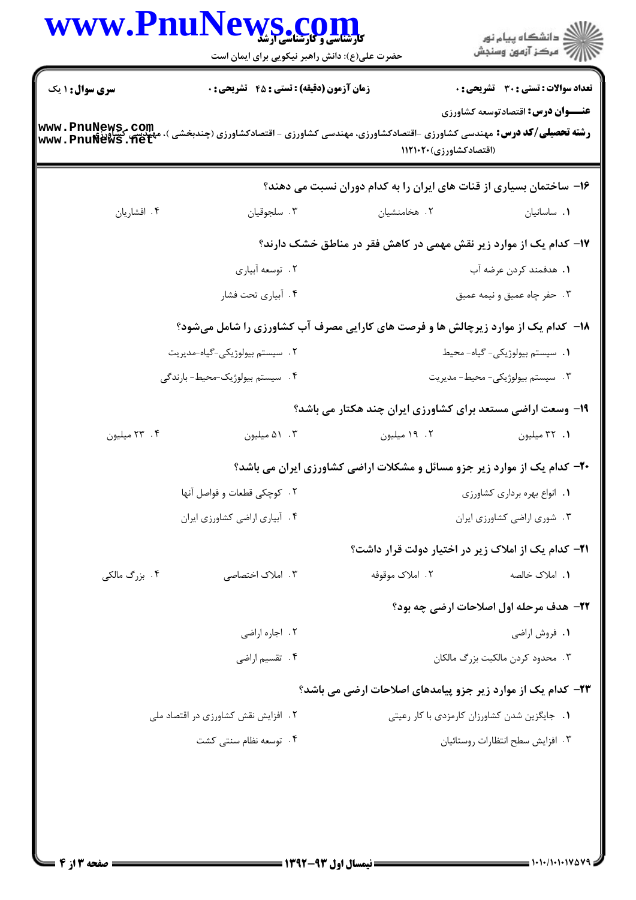**سری سوال:** ۱ یک

**زمان آزمون (دقیقه) : تستی : ۴۵ تشریحی : ۰**

**تعداد سوالات : تستی : ۳۰ تشریحی : ۰**

**عنـــوان درس:** اقتصادتوسعه کشاورزی

**رشته تحصیلی/کد درس:** مهندسی کشاورزی -اقتصادکشاورزی، مهندسی کشاورزی - اقتصادکشاورزی (چندبخشی )، مهندسی کشاورزی (اقتصادکشاورزی)۱۱۲۱۰۲۰

**۱۶- ساختمان بسیاری از قنات های ایران را به کدام دوران نسبت می دهند؟**

۱. ساسانیان ۲. هخامنشیان ۳. سلجوقیان ۴. افشاریان

**۱۷- کدام یک از موارد زیر نقش مهمی در کاهش فقر در مناطق خشک دارند؟**

۱. هدفمند کردن عرضه آب
۲. توسعه آبیاری
۳. حفر چاه عمیق و نیمه عمیق
۴. آبیاری تحت فشار

**۱۸- کدام یک از موارد زیرچالش ها و فرصت های کارایی مصرف آب کشاورزی را شامل می‌شود؟**

۱. سیستم بیولوژیکی- گیاه- محیط
۲. سیستم بیولوژیکی-گیاه-مدیریت
۳. سیستم بیولوژیکی- محیط- مدیریت
۴. سیستم بیولوژیک-محیط- بارندگی

**۱۹- وسعت اراضی مستعد برای کشاورزی ایران چند هکتار می باشد؟**

۱. ۳۲ میلیون ۲. ۱۹ میلیون ۳. ۵۱ میلیون ۴. ۲۳ میلیون

**۲۰- کدام یک از موارد زیر جزو مسائل و مشکلات اراضی کشاورزی ایران می باشد؟**

۱. انواع بهره برداری کشاورزی
۲. کوچکی قطعات و فواصل آنها
۳. شوری اراضی کشاورزی ایران
۴. آبیاری اراضی کشاورزی ایران

**۲۱- کدام یک از املاک زیر در اختیار دولت قرار داشت؟**

۱. املاک خالصه ۲. املاک موقوفه ۳. املاک اختصاصی ۴. بزرگ مالکی

**۲۲- هدف مرحله اول اصلاحات ارضی چه بود؟**

۱. فروش اراضی
۲. اجاره اراضی
۳. محدود کردن مالکیت بزرگ مالکان
۴. تقسیم اراضی

**۲۳- کدام یک از موارد زیر جزو پیامدهای اصلاحات ارضی می باشد؟**

۱. جایگزین شدن کشاورزان کارمزدی با کار رعیتی
۲. افزایش نقش کشاورزی در اقتصاد ملی
۳. افزایش سطح انتظارات روستائیان
۴. توسعه نظام سنتی کشت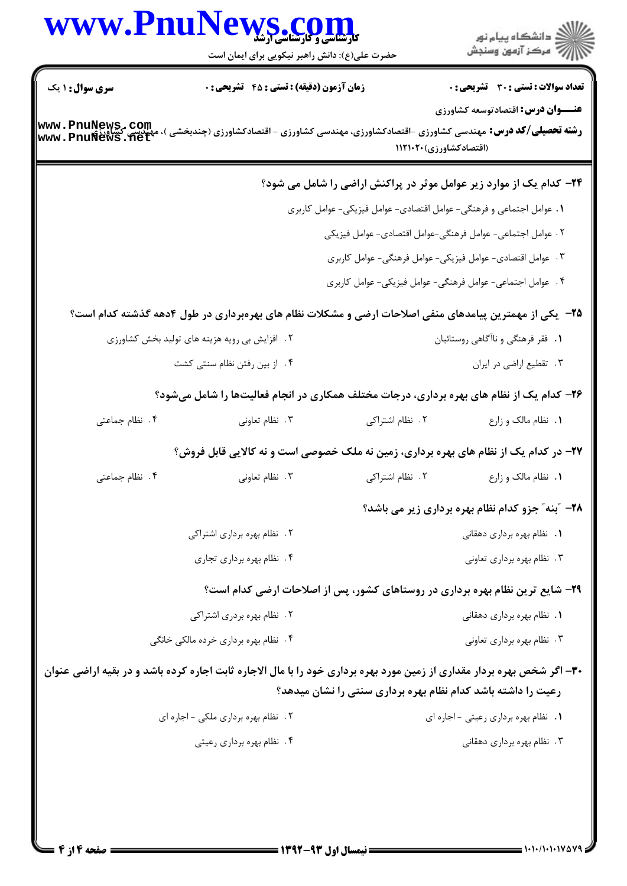۲۴- کدام یک از موارد زیر عوامل موثر در پراکنش اراضی را شامل می شود؟

۱. عوامل اجتماعی و فرهنگی- عوامل اقتصادی- عوامل فیزیکی- عوامل کاربری

۲. عوامل اجتماعی- عوامل فرهنگی-عوامل اقتصادی- عوامل فیزیکی

۳. عوامل اقتصادی- عوامل فیزیکی- عوامل فرهنگی- عوامل کاربری

۴. عوامل اجتماعی- عوامل فرهنگی- عوامل فیزیکی- عوامل کاربری

۲۵- یکی از مهمترین پیامدهای منفی اصلاحات ارضی و مشکلات نظام های بهره‌برداری در طول ۴دهه گذشته کدام است؟

۱. فقر فرهنگی و ناآگاهی روستائیان

۲. افزایش بی رویه هزینه های تولید بخش کشاورزی

۳. تقطیع اراضی در ایران

۴. از بین رفتن نظام سنتی کشت

۲۶- کدام یک از نظام های بهره برداری، درجات مختلف همکاری در انجام فعالیت‌ها را شامل می‌شود؟

۱. نظام مالک و زارع

۲. نظام اشتراکی

۳. نظام تعاونی

۴. نظام جماعتی

۲۷- در کدام یک از نظام های بهره برداری، زمین نه ملک خصوصی است و نه کالایی قابل فروش؟

۱. نظام مالک و زارع

۲. نظام اشتراکی

۳. نظام تعاونی

۴. نظام جماعتی

۲۸- "بنه" جزو کدام نظام بهره برداری زیر می باشد؟

۱. نظام بهره برداری دهقانی

۲. نظام بهره برداری اشتراکی

۳. نظام بهره برداری تعاونی

۴. نظام بهره برداری تجاری

۲۹- شایع ترین نظام بهره برداری در روستاهای کشور، پس از اصلاحات ارضی کدام است؟

۱. نظام بهره برداری دهقانی

۲. نظام بهره بردری اشتراکی

۳. نظام بهره برداری تعاونی

۴. نظام بهره برداری خرده مالکی خانگی

۳۰- اگر شخص بهره بردار مقداری از زمین مورد بهره برداری خود را با مال الاجاره ثابت اجاره کرده باشد و در بقیه اراضی عنوان رعیت را داشته باشد کدام نظام بهره برداری سنتی را نشان میدهد؟

۱. نظام بهره برداری رعیتی - اجاره ای

۲. نظام بهره برداری ملکی - اجاره ای

۳. نظام بهره برداری دهقانی

۴. نظام بهره برداری رعیتی